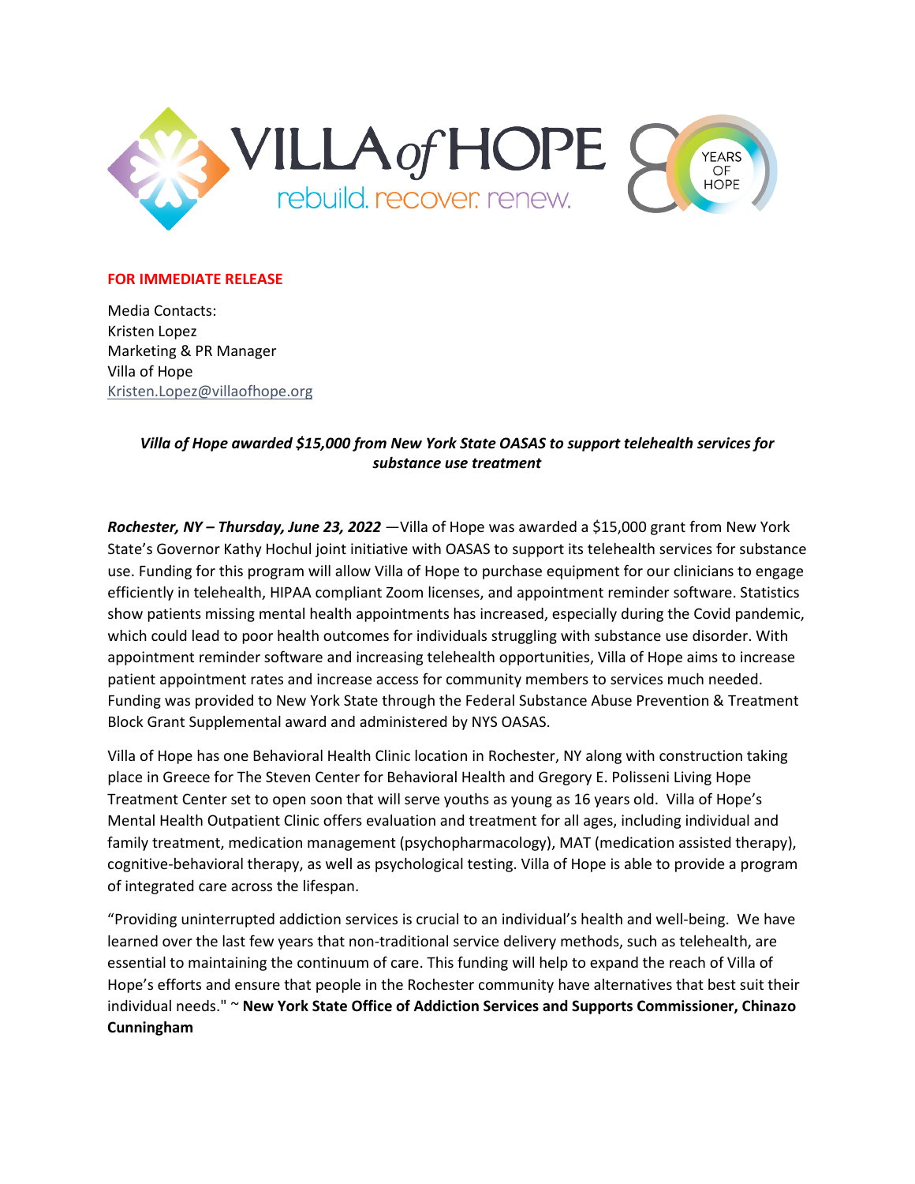VILLA of HOPE
rebuild. recover. renew.

80 YEARS OF HOPE

**FOR IMMEDIATE RELEASE**

Media Contacts:
Kristen Lopez
Marketing & PR Manager
Villa of Hope
Kristen.Lopez@villaofhope.org

***Villa of Hope awarded $15,000 from New York State OASAS to support telehealth services for substance use treatment***

***Rochester, NY – Thursday, June 23, 2022*** —Villa of Hope was awarded a $15,000 grant from New York State's Governor Kathy Hochul joint initiative with OASAS to support its telehealth services for substance use. Funding for this program will allow Villa of Hope to purchase equipment for our clinicians to engage efficiently in telehealth, HIPAA compliant Zoom licenses, and appointment reminder software. Statistics show patients missing mental health appointments has increased, especially during the Covid pandemic, which could lead to poor health outcomes for individuals struggling with substance use disorder. With appointment reminder software and increasing telehealth opportunities, Villa of Hope aims to increase patient appointment rates and increase access for community members to services much needed. Funding was provided to New York State through the Federal Substance Abuse Prevention & Treatment Block Grant Supplemental award and administered by NYS OASAS.

Villa of Hope has one Behavioral Health Clinic location in Rochester, NY along with construction taking place in Greece for The Steven Center for Behavioral Health and Gregory E. Polisseni Living Hope Treatment Center set to open soon that will serve youths as young as 16 years old. Villa of Hope's Mental Health Outpatient Clinic offers evaluation and treatment for all ages, including individual and family treatment, medication management (psychopharmacology), MAT (medication assisted therapy), cognitive-behavioral therapy, as well as psychological testing. Villa of Hope is able to provide a program of integrated care across the lifespan.

"Providing uninterrupted addiction services is crucial to an individual's health and well-being. We have learned over the last few years that non-traditional service delivery methods, such as telehealth, are essential to maintaining the continuum of care. This funding will help to expand the reach of Villa of Hope's efforts and ensure that people in the Rochester community have alternatives that best suit their individual needs." ~ **New York State Office of Addiction Services and Supports Commissioner, Chinazo Cunningham**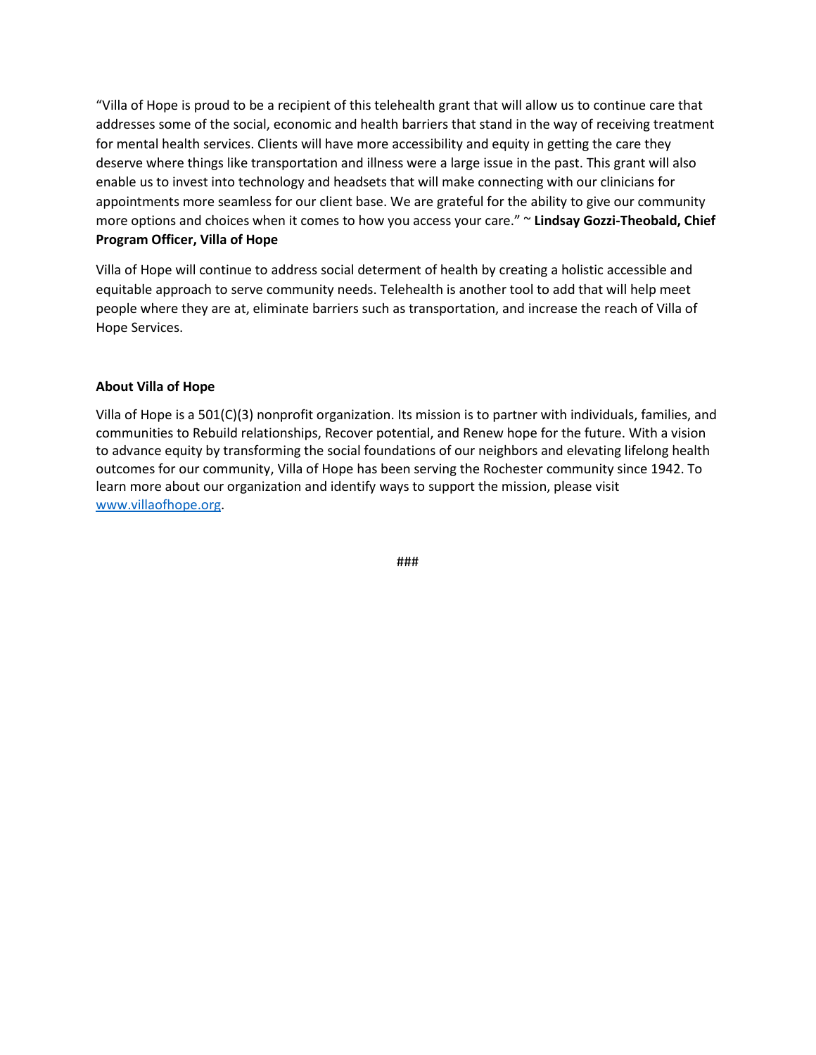"Villa of Hope is proud to be a recipient of this telehealth grant that will allow us to continue care that addresses some of the social, economic and health barriers that stand in the way of receiving treatment for mental health services. Clients will have more accessibility and equity in getting the care they deserve where things like transportation and illness were a large issue in the past. This grant will also enable us to invest into technology and headsets that will make connecting with our clinicians for appointments more seamless for our client base. We are grateful for the ability to give our community more options and choices when it comes to how you access your care." ~ **Lindsay Gozzi-Theobald, Chief Program Officer, Villa of Hope**

Villa of Hope will continue to address social determent of health by creating a holistic accessible and equitable approach to serve community needs. Telehealth is another tool to add that will help meet people where they are at, eliminate barriers such as transportation, and increase the reach of Villa of Hope Services.

**About Villa of Hope**

Villa of Hope is a 501(C)(3) nonprofit organization. Its mission is to partner with individuals, families, and communities to Rebuild relationships, Recover potential, and Renew hope for the future. With a vision to advance equity by transforming the social foundations of our neighbors and elevating lifelong health outcomes for our community, Villa of Hope has been serving the Rochester community since 1942. To learn more about our organization and identify ways to support the mission, please visit [www.villaofhope.org](http://www.villaofhope.org).

###